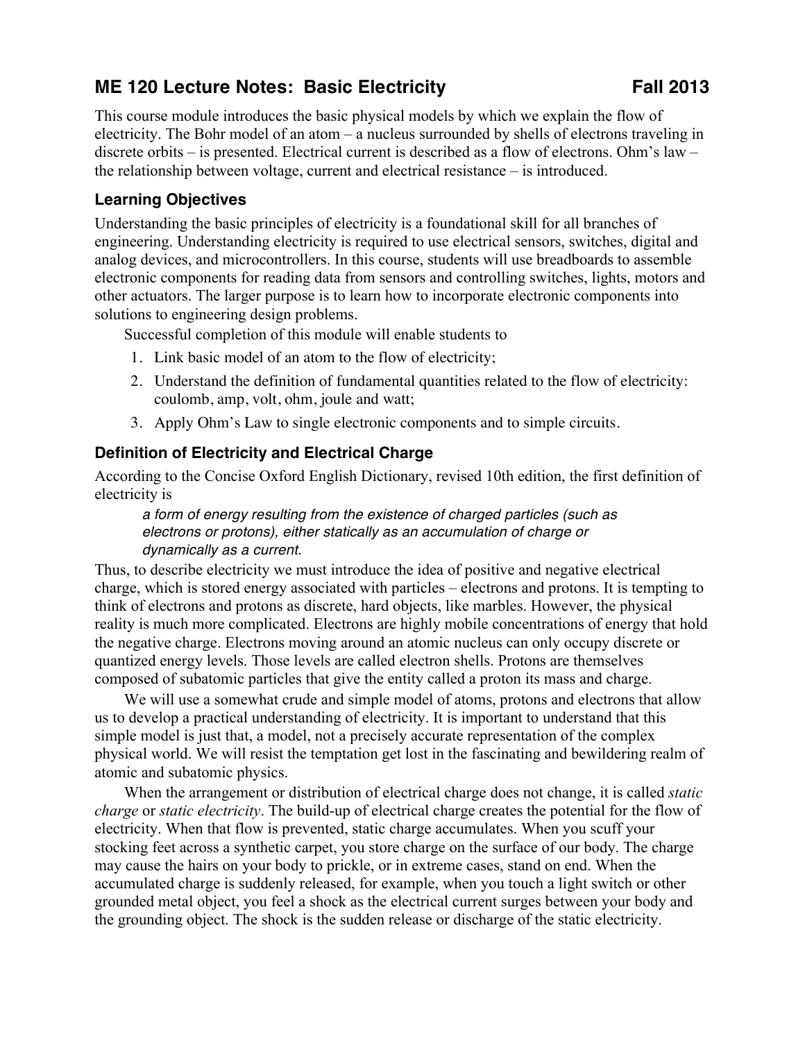# ME 120 Lecture Notes: Basic Electricity Fall 2013

This course module introduces the basic physical models by which we explain the flow of electricity. The Bohr model of an atom – a nucleus surrounded by shells of electrons traveling in discrete orbits – is presented. Electrical current is described as a flow of electrons. Ohm's law – the relationship between voltage, current and electrical resistance – is introduced.

## Learning Objectives

Understanding the basic principles of electricity is a foundational skill for all branches of engineering. Understanding electricity is required to use electrical sensors, switches, digital and analog devices, and microcontrollers. In this course, students will use breadboards to assemble electronic components for reading data from sensors and controlling switches, lights, motors and other actuators. The larger purpose is to learn how to incorporate electronic components into solutions to engineering design problems.

Successful completion of this module will enable students to

1. Link basic model of an atom to the flow of electricity;
2. Understand the definition of fundamental quantities related to the flow of electricity: coulomb, amp, volt, ohm, joule and watt;
3. Apply Ohm's Law to single electronic components and to simple circuits.

## Definition of Electricity and Electrical Charge

According to the Concise Oxford English Dictionary, revised 10th edition, the first definition of electricity is

> *a form of energy resulting from the existence of charged particles (such as electrons or protons), either statically as an accumulation of charge or dynamically as a current.*

Thus, to describe electricity we must introduce the idea of positive and negative electrical charge, which is stored energy associated with particles – electrons and protons. It is tempting to think of electrons and protons as discrete, hard objects, like marbles. However, the physical reality is much more complicated. Electrons are highly mobile concentrations of energy that hold the negative charge. Electrons moving around an atomic nucleus can only occupy discrete or quantized energy levels. Those levels are called electron shells. Protons are themselves composed of subatomic particles that give the entity called a proton its mass and charge.

We will use a somewhat crude and simple model of atoms, protons and electrons that allow us to develop a practical understanding of electricity. It is important to understand that this simple model is just that, a model, not a precisely accurate representation of the complex physical world. We will resist the temptation get lost in the fascinating and bewildering realm of atomic and subatomic physics.

When the arrangement or distribution of electrical charge does not change, it is called *static charge* or *static electricity*. The build-up of electrical charge creates the potential for the flow of electricity. When that flow is prevented, static charge accumulates. When you scuff your stocking feet across a synthetic carpet, you store charge on the surface of our body. The charge may cause the hairs on your body to prickle, or in extreme cases, stand on end. When the accumulated charge is suddenly released, for example, when you touch a light switch or other grounded metal object, you feel a shock as the electrical current surges between your body and the grounding object. The shock is the sudden release or discharge of the static electricity.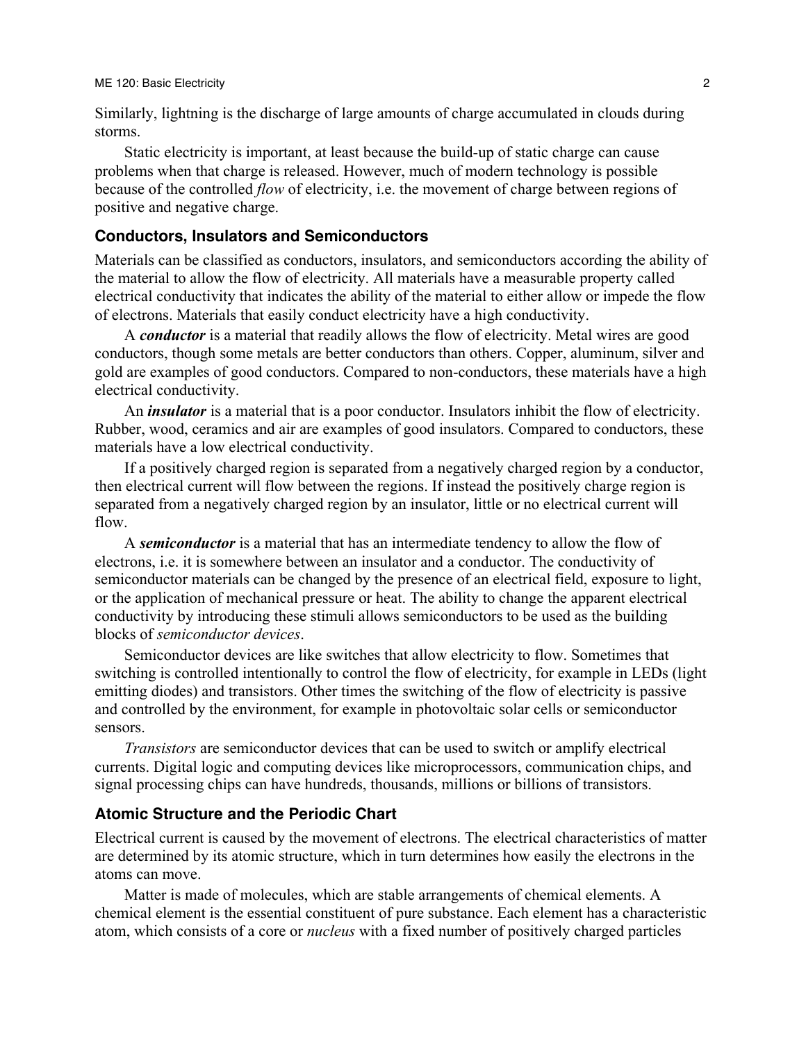Similarly, lightning is the discharge of large amounts of charge accumulated in clouds during storms.

Static electricity is important, at least because the build-up of static charge can cause problems when that charge is released. However, much of modern technology is possible because of the controlled *flow* of electricity, i.e. the movement of charge between regions of positive and negative charge.

## Conductors, Insulators and Semiconductors

Materials can be classified as conductors, insulators, and semiconductors according the ability of the material to allow the flow of electricity. All materials have a measurable property called electrical conductivity that indicates the ability of the material to either allow or impede the flow of electrons. Materials that easily conduct electricity have a high conductivity.

A ***conductor*** is a material that readily allows the flow of electricity. Metal wires are good conductors, though some metals are better conductors than others. Copper, aluminum, silver and gold are examples of good conductors. Compared to non-conductors, these materials have a high electrical conductivity.

An ***insulator*** is a material that is a poor conductor. Insulators inhibit the flow of electricity. Rubber, wood, ceramics and air are examples of good insulators. Compared to conductors, these materials have a low electrical conductivity.

If a positively charged region is separated from a negatively charged region by a conductor, then electrical current will flow between the regions. If instead the positively charge region is separated from a negatively charged region by an insulator, little or no electrical current will flow.

A ***semiconductor*** is a material that has an intermediate tendency to allow the flow of electrons, i.e. it is somewhere between an insulator and a conductor. The conductivity of semiconductor materials can be changed by the presence of an electrical field, exposure to light, or the application of mechanical pressure or heat. The ability to change the apparent electrical conductivity by introducing these stimuli allows semiconductors to be used as the building blocks of *semiconductor devices*.

Semiconductor devices are like switches that allow electricity to flow. Sometimes that switching is controlled intentionally to control the flow of electricity, for example in LEDs (light emitting diodes) and transistors. Other times the switching of the flow of electricity is passive and controlled by the environment, for example in photovoltaic solar cells or semiconductor sensors.

*Transistors* are semiconductor devices that can be used to switch or amplify electrical currents. Digital logic and computing devices like microprocessors, communication chips, and signal processing chips can have hundreds, thousands, millions or billions of transistors.

## Atomic Structure and the Periodic Chart

Electrical current is caused by the movement of electrons. The electrical characteristics of matter are determined by its atomic structure, which in turn determines how easily the electrons in the atoms can move.

Matter is made of molecules, which are stable arrangements of chemical elements. A chemical element is the essential constituent of pure substance. Each element has a characteristic atom, which consists of a core or *nucleus* with a fixed number of positively charged particles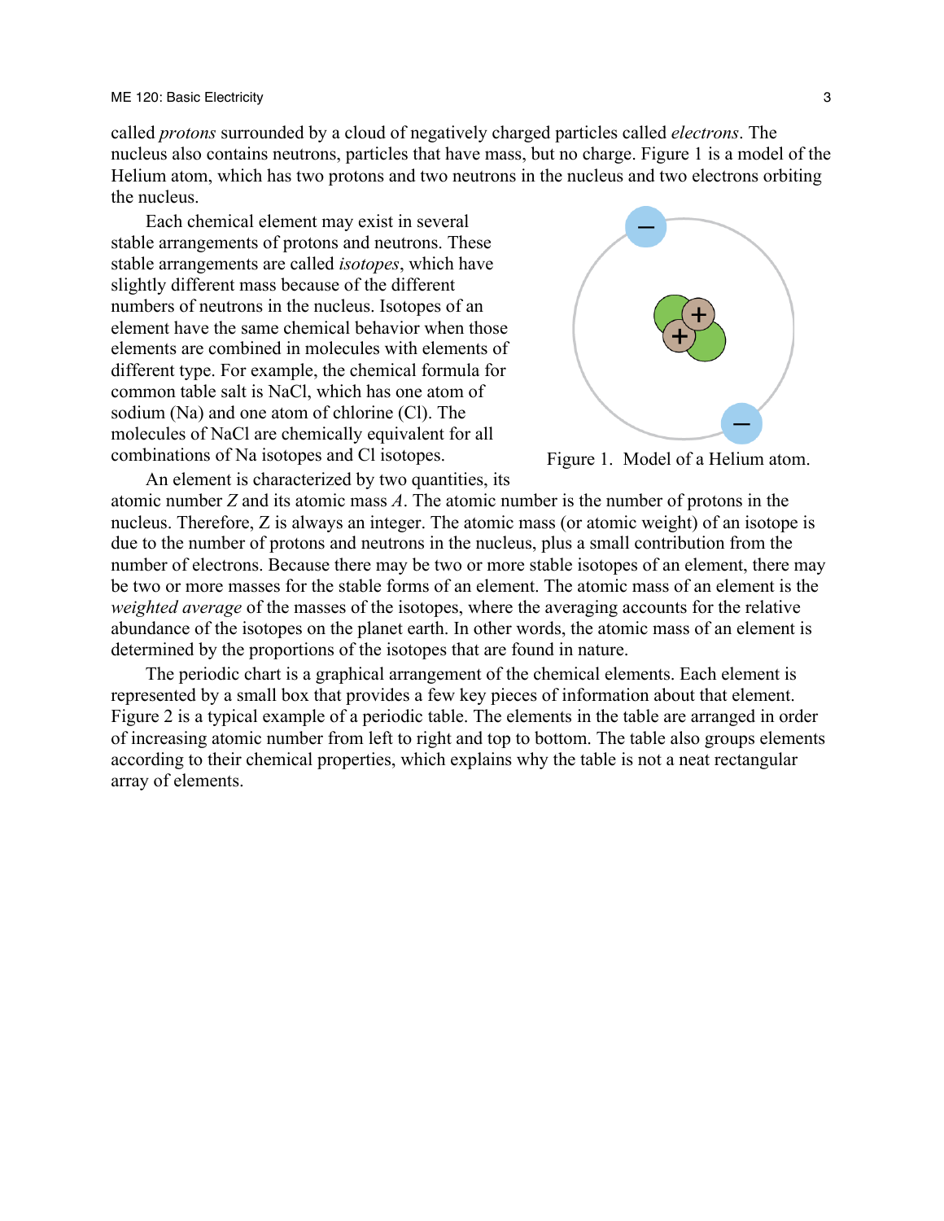called *protons* surrounded by a cloud of negatively charged particles called *electrons*. The nucleus also contains neutrons, particles that have mass, but no charge. Figure 1 is a model of the Helium atom, which has two protons and two neutrons in the nucleus and two electrons orbiting the nucleus.

Each chemical element may exist in several stable arrangements of protons and neutrons. These stable arrangements are called *isotopes*, which have slightly different mass because of the different numbers of neutrons in the nucleus. Isotopes of an element have the same chemical behavior when those elements are combined in molecules with elements of different type. For example, the chemical formula for common table salt is NaCl, which has one atom of sodium (Na) and one atom of chlorine (Cl). The molecules of NaCl are chemically equivalent for all combinations of Na isotopes and Cl isotopes.

Figure 1. Model of a Helium atom.

An element is characterized by two quantities, its atomic number $Z$ and its atomic mass $A$. The atomic number is the number of protons in the nucleus. Therefore, Z is always an integer. The atomic mass (or atomic weight) of an isotope is due to the number of protons and neutrons in the nucleus, plus a small contribution from the number of electrons. Because there may be two or more stable isotopes of an element, there may be two or more masses for the stable forms of an element. The atomic mass of an element is the *weighted average* of the masses of the isotopes, where the averaging accounts for the relative abundance of the isotopes on the planet earth. In other words, the atomic mass of an element is determined by the proportions of the isotopes that are found in nature.

The periodic chart is a graphical arrangement of the chemical elements. Each element is represented by a small box that provides a few key pieces of information about that element. Figure 2 is a typical example of a periodic table. The elements in the table are arranged in order of increasing atomic number from left to right and top to bottom. The table also groups elements according to their chemical properties, which explains why the table is not a neat rectangular array of elements.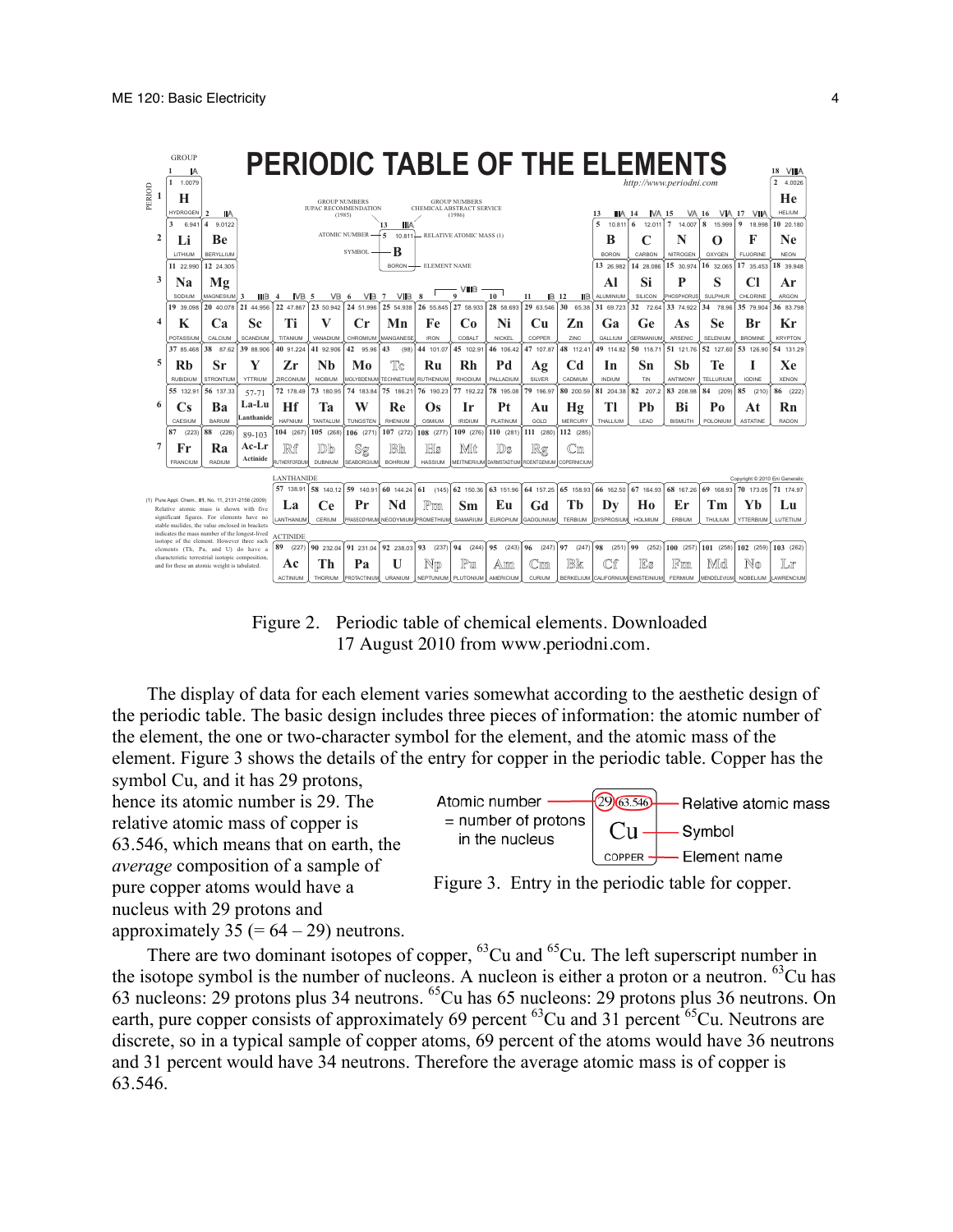Figure 2. Periodic table of chemical elements. Downloaded 17 August 2010 from www.periodni.com.

The display of data for each element varies somewhat according to the aesthetic design of the periodic table. The basic design includes three pieces of information: the atomic number of the element, the one or two-character symbol for the element, and the atomic mass of the element. Figure 3 shows the details of the entry for copper in the periodic table. Copper has the symbol Cu, and it has 29 protons, hence its atomic number is 29. The relative atomic mass of copper is 63.546, which means that on earth, the *average* composition of a sample of pure copper atoms would have a nucleus with 29 protons and approximately 35 (= 64 – 29) neutrons.

Figure 3. Entry in the periodic table for copper.

There are two dominant isotopes of copper, $^{63}$Cu and $^{65}$Cu. The left superscript number in the isotope symbol is the number of nucleons. A nucleon is either a proton or a neutron. $^{63}$Cu has 63 nucleons: 29 protons plus 34 neutrons. $^{65}$Cu has 65 nucleons: 29 protons plus 36 neutrons. On earth, pure copper consists of approximately 69 percent $^{63}$Cu and 31 percent $^{65}$Cu. Neutrons are discrete, so in a typical sample of copper atoms, 69 percent of the atoms would have 36 neutrons and 31 percent would have 34 neutrons. Therefore the average atomic mass is of copper is 63.546.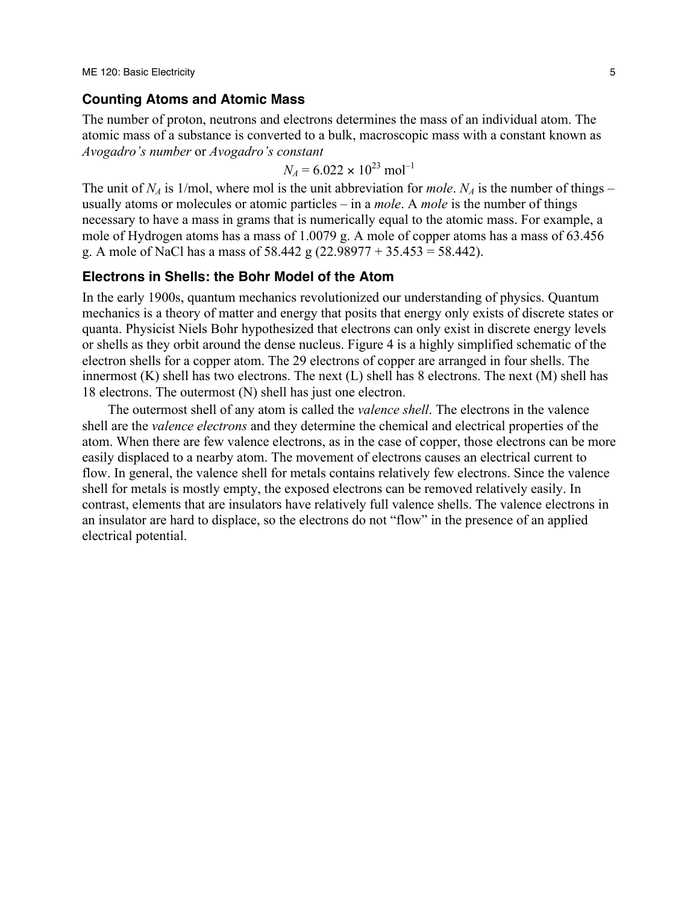## Counting Atoms and Atomic Mass

The number of proton, neutrons and electrons determines the mass of an individual atom. The atomic mass of a substance is converted to a bulk, macroscopic mass with a constant known as *Avogadro's number* or *Avogadro's constant*

$$N_A = 6.022 \times 10^{23} \text{ mol}^{-1}$$

The unit of $N_A$ is 1/mol, where mol is the unit abbreviation for *mole*. $N_A$ is the number of things – usually atoms or molecules or atomic particles – in a *mole*. A *mole* is the number of things necessary to have a mass in grams that is numerically equal to the atomic mass. For example, a mole of Hydrogen atoms has a mass of 1.0079 g. A mole of copper atoms has a mass of 63.456 g. A mole of NaCl has a mass of 58.442 g (22.98977 + 35.453 = 58.442).

## Electrons in Shells: the Bohr Model of the Atom

In the early 1900s, quantum mechanics revolutionized our understanding of physics. Quantum mechanics is a theory of matter and energy that posits that energy only exists of discrete states or quanta. Physicist Niels Bohr hypothesized that electrons can only exist in discrete energy levels or shells as they orbit around the dense nucleus. Figure 4 is a highly simplified schematic of the electron shells for a copper atom. The 29 electrons of copper are arranged in four shells. The innermost (K) shell has two electrons. The next (L) shell has 8 electrons. The next (M) shell has 18 electrons. The outermost (N) shell has just one electron.

The outermost shell of any atom is called the *valence shell*. The electrons in the valence shell are the *valence electrons* and they determine the chemical and electrical properties of the atom. When there are few valence electrons, as in the case of copper, those electrons can be more easily displaced to a nearby atom. The movement of electrons causes an electrical current to flow. In general, the valence shell for metals contains relatively few electrons. Since the valence shell for metals is mostly empty, the exposed electrons can be removed relatively easily. In contrast, elements that are insulators have relatively full valence shells. The valence electrons in an insulator are hard to displace, so the electrons do not "flow" in the presence of an applied electrical potential.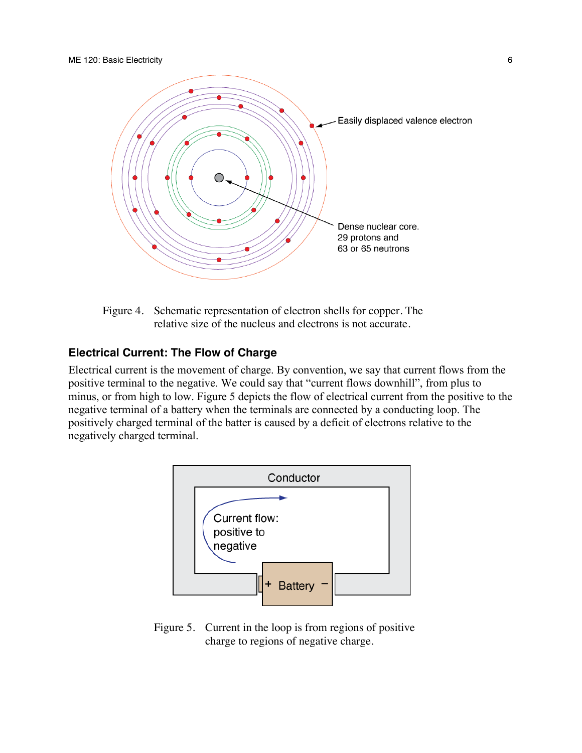Figure 4. Schematic representation of electron shells for copper. The relative size of the nucleus and electrons is not accurate.

### Electrical Current: The Flow of Charge

Electrical current is the movement of charge. By convention, we say that current flows from the positive terminal to the negative. We could say that "current flows downhill", from plus to minus, or from high to low. Figure 5 depicts the flow of electrical current from the positive to the negative terminal of a battery when the terminals are connected by a conducting loop. The positively charged terminal of the batter is caused by a deficit of electrons relative to the negatively charged terminal.

Figure 5. Current in the loop is from regions of positive charge to regions of negative charge.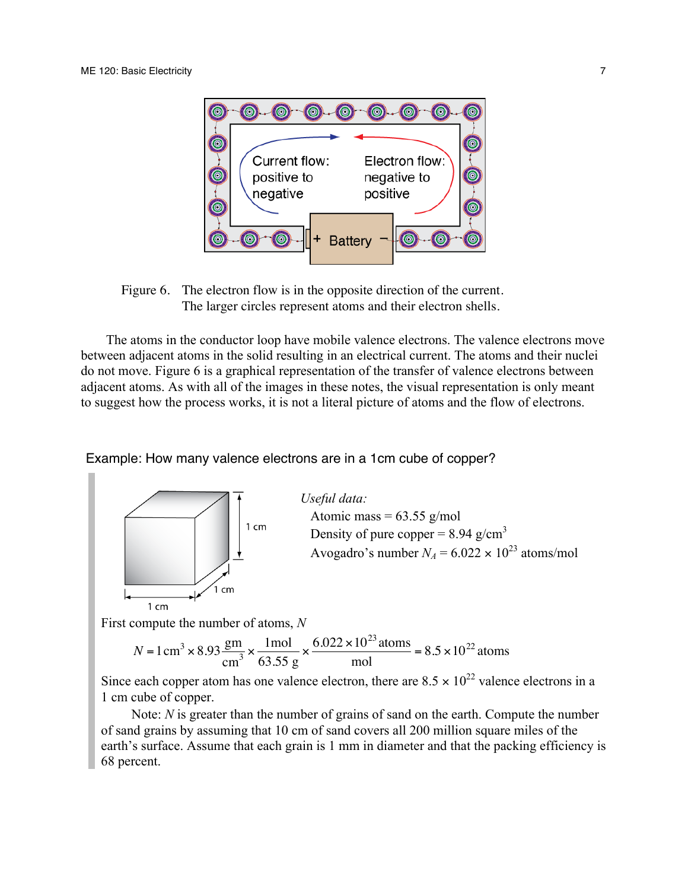Figure 6. The electron flow is in the opposite direction of the current. The larger circles represent atoms and their electron shells.

The atoms in the conductor loop have mobile valence electrons. The valence electrons move between adjacent atoms in the solid resulting in an electrical current. The atoms and their nuclei do not move. Figure 6 is a graphical representation of the transfer of valence electrons between adjacent atoms. As with all of the images in these notes, the visual representation is only meant to suggest how the process works, it is not a literal picture of atoms and the flow of electrons.

### Example: How many valence electrons are in a 1cm cube of copper?

*Useful data:*

- Atomic mass = 63.55 g/mol
- Density of pure copper = 8.94 g/cm$^3$
- Avogadro's number $N_A = 6.022 \times 10^{23}$ atoms/mol

First compute the number of atoms, $N$

$$N = 1\,\text{cm}^3 \times 8.93 \frac{\text{gm}}{\text{cm}^3} \times \frac{1\,\text{mol}}{63.55\text{ g}} \times \frac{6.022 \times 10^{23}\text{ atoms}}{\text{mol}} = 8.5 \times 10^{22}\text{ atoms}$$

Since each copper atom has one valence electron, there are $8.5 \times 10^{22}$ valence electrons in a 1 cm cube of copper.

Note: $N$ is greater than the number of grains of sand on the earth. Compute the number of sand grains by assuming that 10 cm of sand covers all 200 million square miles of the earth's surface. Assume that each grain is 1 mm in diameter and that the packing efficiency is 68 percent.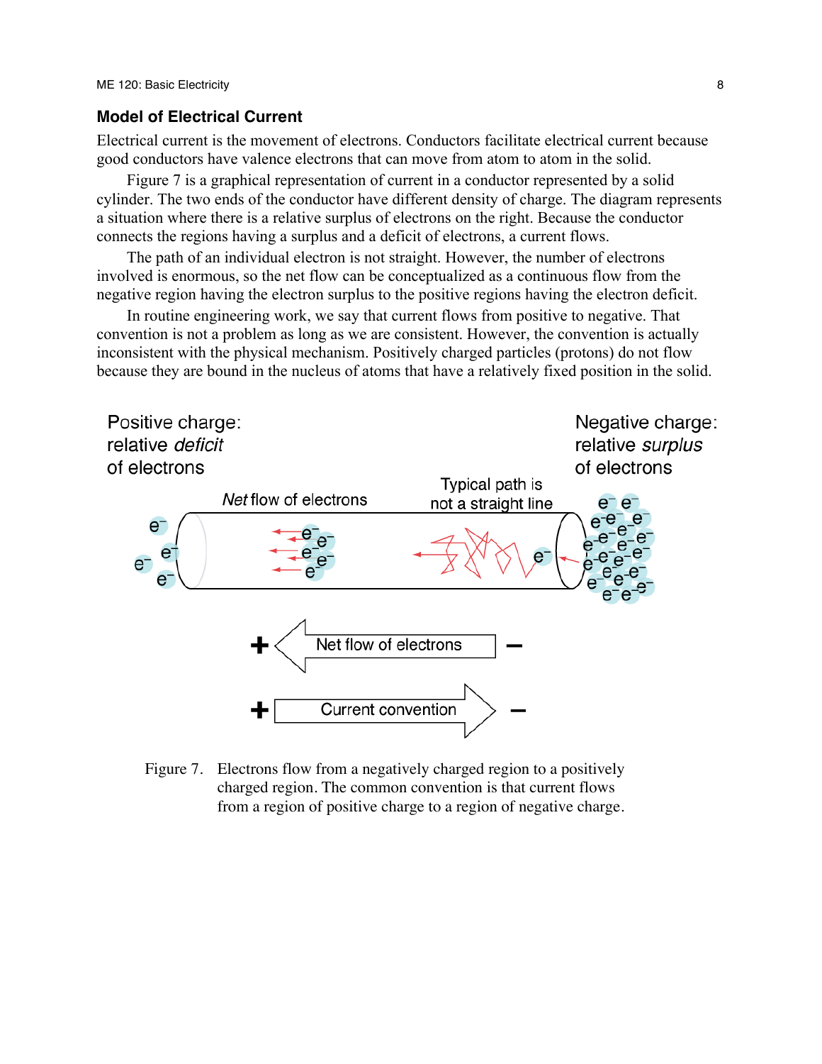### Model of Electrical Current

Electrical current is the movement of electrons. Conductors facilitate electrical current because good conductors have valence electrons that can move from atom to atom in the solid.

Figure 7 is a graphical representation of current in a conductor represented by a solid cylinder. The two ends of the conductor have different density of charge. The diagram represents a situation where there is a relative surplus of electrons on the right. Because the conductor connects the regions having a surplus and a deficit of electrons, a current flows.

The path of an individual electron is not straight. However, the number of electrons involved is enormous, so the net flow can be conceptualized as a continuous flow from the negative region having the electron surplus to the positive regions having the electron deficit.

In routine engineering work, we say that current flows from positive to negative. That convention is not a problem as long as we are consistent. However, the convention is actually inconsistent with the physical mechanism. Positively charged particles (protons) do not flow because they are bound in the nucleus of atoms that have a relatively fixed position in the solid.

Positive charge: relative *deficit* of electrons

Negative charge: relative *surplus* of electrons

*Net* flow of electrons

Typical path is not a straight line

+ Net flow of electrons −

+ Current convention −

Figure 7. Electrons flow from a negatively charged region to a positively charged region. The common convention is that current flows from a region of positive charge to a region of negative charge.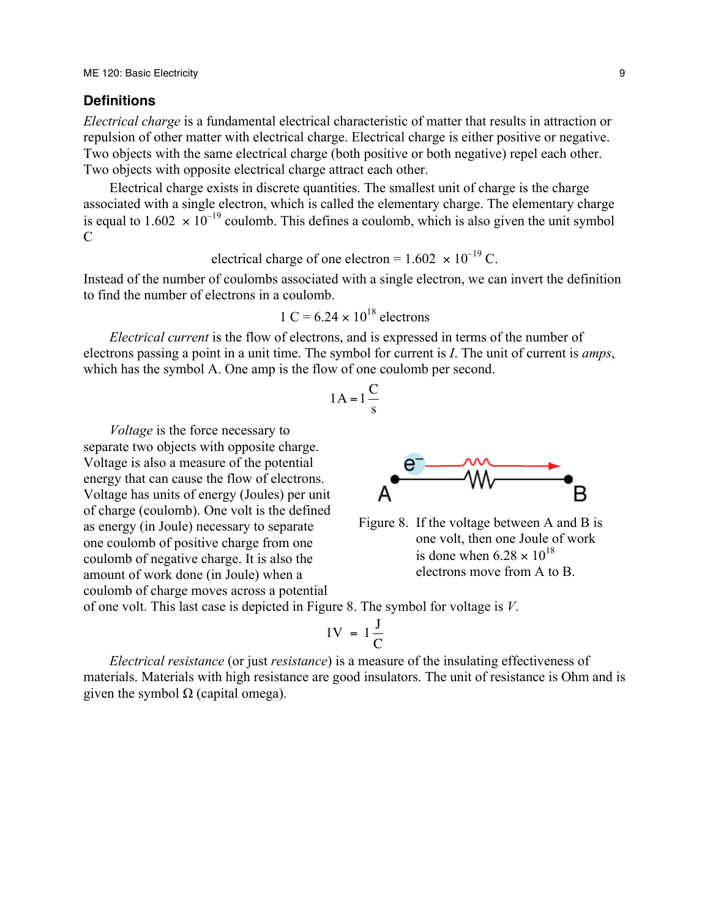## Definitions

*Electrical charge* is a fundamental electrical characteristic of matter that results in attraction or repulsion of other matter with electrical charge. Electrical charge is either positive or negative. Two objects with the same electrical charge (both positive or both negative) repel each other. Two objects with opposite electrical charge attract each other.

Electrical charge exists in discrete quantities. The smallest unit of charge is the charge associated with a single electron, which is called the elementary charge. The elementary charge is equal to $1.602 \times 10^{-19}$ coulomb. This defines a coulomb, which is also given the unit symbol C

$$\text{electrical charge of one electron} = 1.602 \times 10^{-19}\ \text{C}.$$

Instead of the number of coulombs associated with a single electron, we can invert the definition to find the number of electrons in a coulomb.

$$1\ \text{C} = 6.24 \times 10^{18}\ \text{electrons}$$

*Electrical current* is the flow of electrons, and is expressed in terms of the number of electrons passing a point in a unit time. The symbol for current is $I$. The unit of current is *amps*, which has the symbol A. One amp is the flow of one coulomb per second.

$$1\text{A} = 1\frac{\text{C}}{\text{s}}$$

*Voltage* is the force necessary to separate two objects with opposite charge. Voltage is also a measure of the potential energy that can cause the flow of electrons. Voltage has units of energy (Joules) per unit of charge (coulomb). One volt is the defined as energy (in Joule) necessary to separate one coulomb of positive charge from one coulomb of negative charge. It is also the amount of work done (in Joule) when a coulomb of charge moves across a potential of one volt. This last case is depicted in Figure 8. The symbol for voltage is $V$.

Figure 8. If the voltage between A and B is one volt, then one Joule of work is done when $6.28 \times 10^{18}$ electrons move from A to B.

$$1\text{V} = 1\frac{\text{J}}{\text{C}}$$

*Electrical resistance* (or just *resistance*) is a measure of the insulating effectiveness of materials. Materials with high resistance are good insulators. The unit of resistance is Ohm and is given the symbol Ω (capital omega).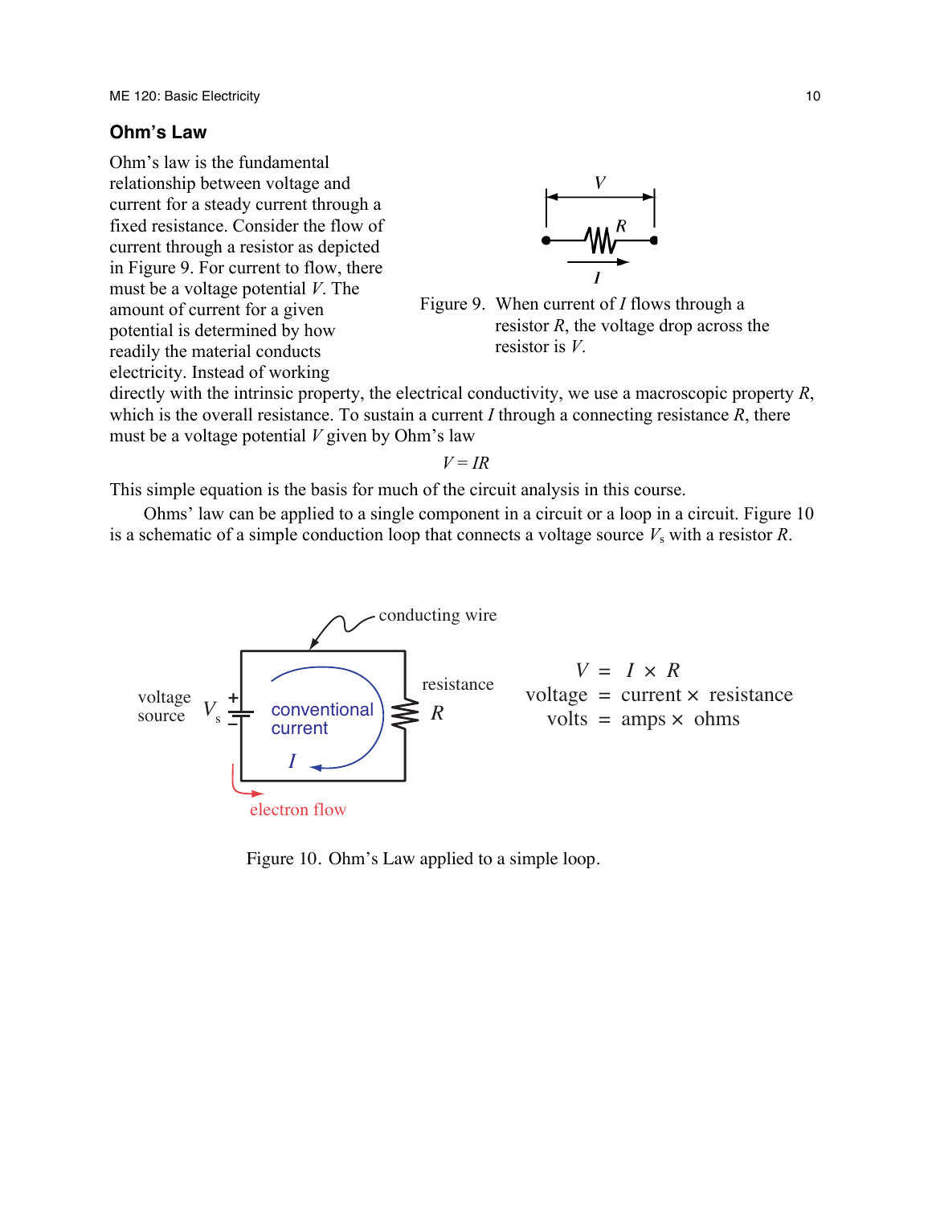## Ohm's Law

Ohm's law is the fundamental relationship between voltage and current for a steady current through a fixed resistance. Consider the flow of current through a resistor as depicted in Figure 9. For current to flow, there must be a voltage potential $V$. The amount of current for a given potential is determined by how readily the material conducts electricity. Instead of working directly with the intrinsic property, the electrical conductivity, we use a macroscopic property $R$, which is the overall resistance. To sustain a current $I$ through a connecting resistance $R$, there must be a voltage potential $V$ given by Ohm's law

V
R
I

Figure 9. When current of $I$ flows through a resistor $R$, the voltage drop across the resistor is $V$.

$$V = IR$$

This simple equation is the basis for much of the circuit analysis in this course.

Ohms' law can be applied to a single component in a circuit or a loop in a circuit. Figure 10 is a schematic of a simple conduction loop that connects a voltage source $V_s$ with a resistor $R$.

conducting wire
voltage source $V_s$
+
−
conventional current
$I$
resistance
$R$
electron flow

$V = I \times R$
voltage = current × resistance
volts = amps × ohms

Figure 10. Ohm's Law applied to a simple loop.